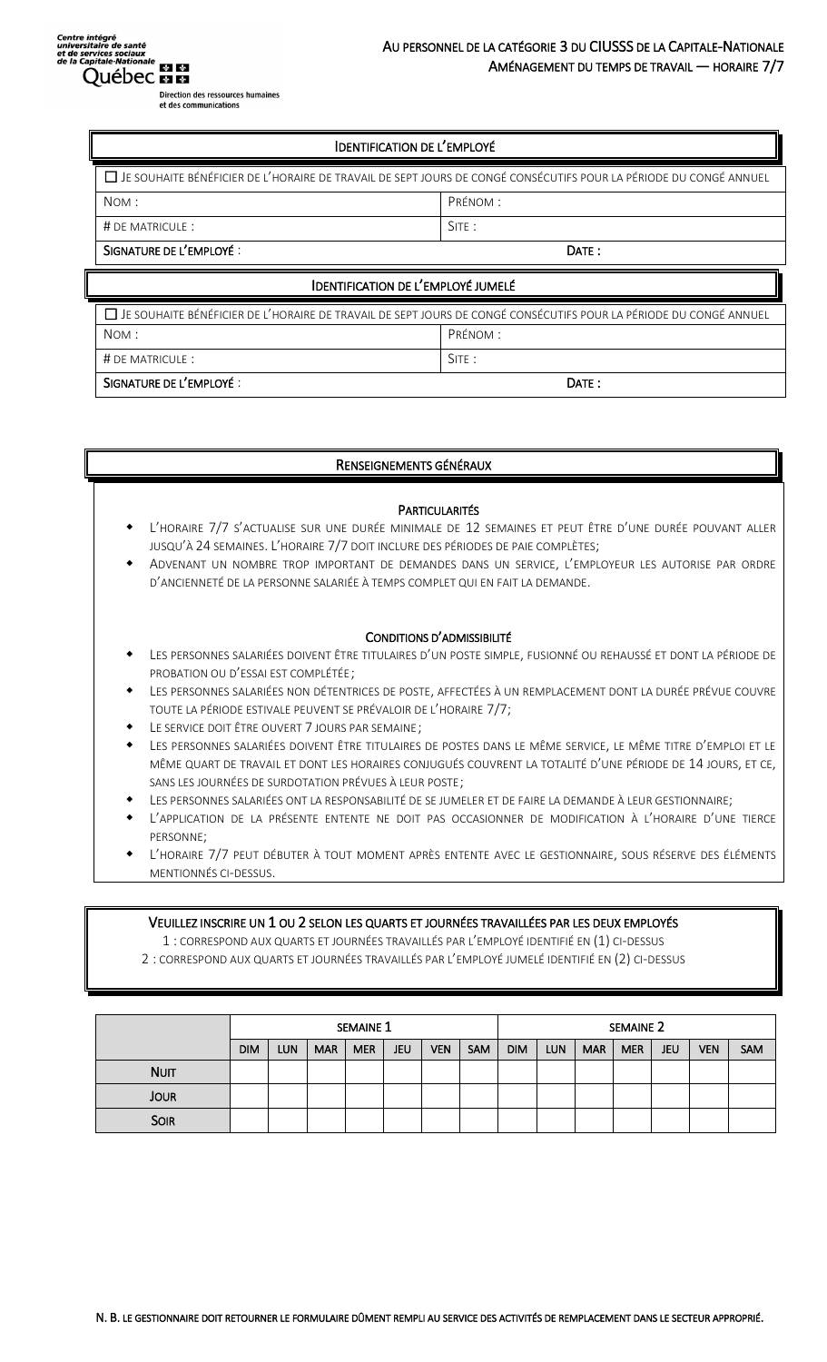Centre intégré universitaire de santé et de services sociaux de la Capitale-Nationale
Québec
Direction des ressources humaines et des communications

# AU PERSONNEL DE LA CATÉGORIE 3 DU CIUSSS DE LA CAPITALE-NATIONALE
## AMÉNAGEMENT DU TEMPS DE TRAVAIL — HORAIRE 7/7

### IDENTIFICATION DE L'EMPLOYÉ

☐ JE SOUHAITE BÉNÉFICIER DE L'HORAIRE DE TRAVAIL DE SEPT JOURS DE CONGÉ CONSÉCUTIFS POUR LA PÉRIODE DU CONGÉ ANNUEL

| NOM : | PRÉNOM : |
|---|---|
| # DE MATRICULE : | SITE : |
| **SIGNATURE DE L'EMPLOYÉ :** | **DATE :** |

### IDENTIFICATION DE L'EMPLOYÉ JUMELÉ

☐ JE SOUHAITE BÉNÉFICIER DE L'HORAIRE DE TRAVAIL DE SEPT JOURS DE CONGÉ CONSÉCUTIFS POUR LA PÉRIODE DU CONGÉ ANNUEL

| NOM : | PRÉNOM : |
|---|---|
| # DE MATRICULE : | SITE : |
| **SIGNATURE DE L'EMPLOYÉ :** | **DATE :** |

### RENSEIGNEMENTS GÉNÉRAUX

**PARTICULARITÉS**

- L'HORAIRE 7/7 S'ACTUALISE SUR UNE DURÉE MINIMALE DE 12 SEMAINES ET PEUT ÊTRE D'UNE DURÉE POUVANT ALLER JUSQU'À 24 SEMAINES. L'HORAIRE 7/7 DOIT INCLURE DES PÉRIODES DE PAIE COMPLÈTES;
- ADVENANT UN NOMBRE TROP IMPORTANT DE DEMANDES DANS UN SERVICE, L'EMPLOYEUR LES AUTORISE PAR ORDRE D'ANCIENNETÉ DE LA PERSONNE SALARIÉE À TEMPS COMPLET QUI EN FAIT LA DEMANDE.

**CONDITIONS D'ADMISSIBILITÉ**

- LES PERSONNES SALARIÉES DOIVENT ÊTRE TITULAIRES D'UN POSTE SIMPLE, FUSIONNÉ OU REHAUSSÉ ET DONT LA PÉRIODE DE PROBATION OU D'ESSAI EST COMPLÉTÉE;
- LES PERSONNES SALARIÉES NON DÉTENTRICES DE POSTE, AFFECTÉES À UN REMPLACEMENT DONT LA DURÉE PRÉVUE COUVRE TOUTE LA PÉRIODE ESTIVALE PEUVENT SE PRÉVALOIR DE L'HORAIRE 7/7;
- LE SERVICE DOIT ÊTRE OUVERT 7 JOURS PAR SEMAINE;
- LES PERSONNES SALARIÉES DOIVENT ÊTRE TITULAIRES DE POSTES DANS LE MÊME SERVICE, LE MÊME TITRE D'EMPLOI ET LE MÊME QUART DE TRAVAIL ET DONT LES HORAIRES CONJUGUÉS COUVRENT LA TOTALITÉ D'UNE PÉRIODE DE 14 JOURS, ET CE, SANS LES JOURNÉES DE SURDOTATION PRÉVUES À LEUR POSTE;
- LES PERSONNES SALARIÉES ONT LA RESPONSABILITÉ DE SE JUMELER ET DE FAIRE LA DEMANDE À LEUR GESTIONNAIRE;
- L'APPLICATION DE LA PRÉSENTE ENTENTE NE DOIT PAS OCCASIONNER DE MODIFICATION À L'HORAIRE D'UNE TIERCE PERSONNE;
- L'HORAIRE 7/7 PEUT DÉBUTER À TOUT MOMENT APRÈS ENTENTE AVEC LE GESTIONNAIRE, SOUS RÉSERVE DES ÉLÉMENTS MENTIONNÉS CI-DESSUS.

**VEUILLEZ INSCRIRE UN 1 OU 2 SELON LES QUARTS ET JOURNÉES TRAVAILLÉES PAR LES DEUX EMPLOYÉS**

1 : CORRESPOND AUX QUARTS ET JOURNÉES TRAVAILLÉS PAR L'EMPLOYÉ IDENTIFIÉ EN (1) CI-DESSUS

2 : CORRESPOND AUX QUARTS ET JOURNÉES TRAVAILLÉS PAR L'EMPLOYÉ JUMELÉ IDENTIFIÉ EN (2) CI-DESSUS

| | SEMAINE 1 | | | | | | | SEMAINE 2 | | | | | | |
|---|---|---|---|---|---|---|---|---|---|---|---|---|---|---|
| | DIM | LUN | MAR | MER | JEU | VEN | SAM | DIM | LUN | MAR | MER | JEU | VEN | SAM |
| NUIT | | | | | | | | | | | | | | |
| JOUR | | | | | | | | | | | | | | |
| SOIR | | | | | | | | | | | | | | |

N. B. LE GESTIONNAIRE DOIT RETOURNER LE FORMULAIRE DÛMENT REMPLI AU SERVICE DES ACTIVITÉS DE REMPLACEMENT DANS LE SECTEUR APPROPRIÉ.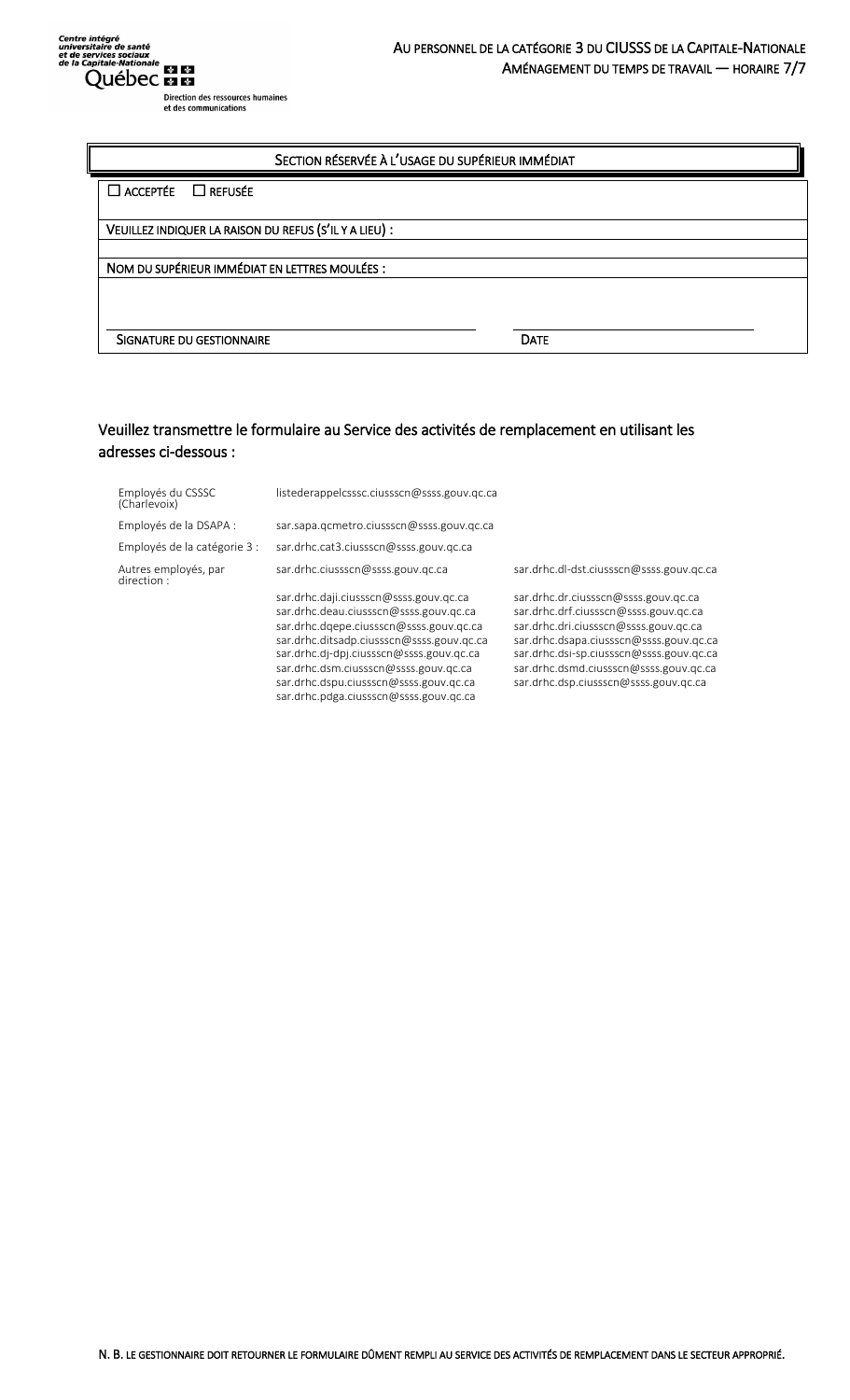## Section réservée à l'usage du supérieur immédiat

☐ Acceptée ☐ Refusée

Veuillez indiquer la raison du refus (s'il y a lieu) :

Nom du supérieur immédiat en lettres moulées :

Signature du gestionnaire

Date

Veuillez transmettre le formulaire au Service des activités de remplacement en utilisant les adresses ci-dessous :

| | | |
|---|---|---|
| Employés du CSSSC (Charlevoix) | listederappelcsssc.ciussscn@ssss.gouv.qc.ca | |
| Employés de la DSAPA : | sar.sapa.qcmetro.ciussscn@ssss.gouv.qc.ca | |
| Employés de la catégorie 3 : | sar.drhc.cat3.ciussscn@ssss.gouv.qc.ca | |
| Autres employés, par direction : | sar.drhc.ciussscn@ssss.gouv.qc.ca | sar.drhc.dl-dst.ciussscn@ssss.gouv.qc.ca |
| | sar.drhc.daji.ciussscn@ssss.gouv.qc.ca | sar.drhc.dr.ciussscn@ssss.gouv.qc.ca |
| | sar.drhc.deau.ciussscn@ssss.gouv.qc.ca | sar.drhc.drf.ciussscn@ssss.gouv.qc.ca |
| | sar.drhc.dqepe.ciussscn@ssss.gouv.qc.ca | sar.drhc.dri.ciussscn@ssss.gouv.qc.ca |
| | sar.drhc.ditsadp.ciussscn@ssss.gouv.qc.ca | sar.drhc.dsapa.ciussscn@ssss.gouv.qc.ca |
| | sar.drhc.dj-dpj.ciussscn@ssss.gouv.qc.ca | sar.drhc.dsi-sp.ciussscn@ssss.gouv.qc.ca |
| | sar.drhc.dsm.ciussscn@ssss.gouv.qc.ca | sar.drhc.dsmd.ciussscn@ssss.gouv.qc.ca |
| | sar.drhc.dspu.ciussscn@ssss.gouv.qc.ca | sar.drhc.dsp.ciussscn@ssss.gouv.qc.ca |
| | sar.drhc.pdga.ciussscn@ssss.gouv.qc.ca | |

N. B. Le gestionnaire doit retourner le formulaire dûment rempli au Service des activités de remplacement dans le secteur approprié.